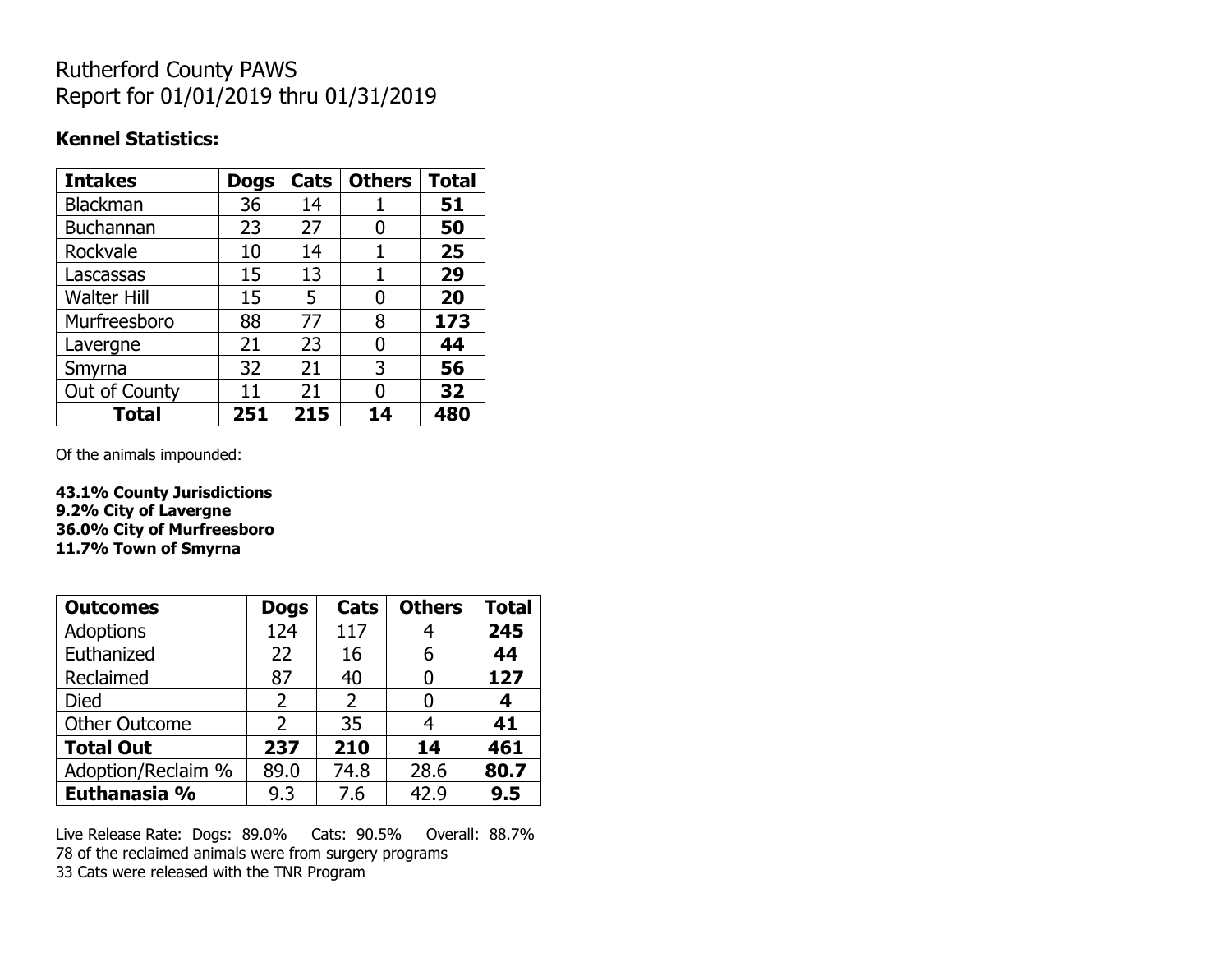# Rutherford County PAWS
# Report for 01/01/2019 thru 01/31/2019

### Kennel Statistics:

| Intakes | Dogs | Cats | Others | Total |
|---|---|---|---|---|
| Blackman | 36 | 14 | 1 | **51** |
| Buchannan | 23 | 27 | 0 | **50** |
| Rockvale | 10 | 14 | 1 | **25** |
| Lascassas | 15 | 13 | 1 | **29** |
| Walter Hill | 15 | 5 | 0 | **20** |
| Murfreesboro | 88 | 77 | 8 | **173** |
| Lavergne | 21 | 23 | 0 | **44** |
| Smyrna | 32 | 21 | 3 | **56** |
| Out of County | 11 | 21 | 0 | **32** |
| **Total** | **251** | **215** | **14** | **480** |

Of the animals impounded:

**43.1% County Jurisdictions**
**9.2% City of Lavergne**
**36.0% City of Murfreesboro**
**11.7% Town of Smyrna**

| Outcomes | Dogs | Cats | Others | Total |
|---|---|---|---|---|
| Adoptions | 124 | 117 | 4 | **245** |
| Euthanized | 22 | 16 | 6 | **44** |
| Reclaimed | 87 | 40 | 0 | **127** |
| Died | 2 | 2 | 0 | **4** |
| Other Outcome | 2 | 35 | 4 | **41** |
| **Total Out** | **237** | **210** | **14** | **461** |
| Adoption/Reclaim % | 89.0 | 74.8 | 28.6 | **80.7** |
| **Euthanasia %** | 9.3 | 7.6 | 42.9 | **9.5** |

Live Release Rate: Dogs: 89.0% Cats: 90.5% Overall: 88.7%
78 of the reclaimed animals were from surgery programs
33 Cats were released with the TNR Program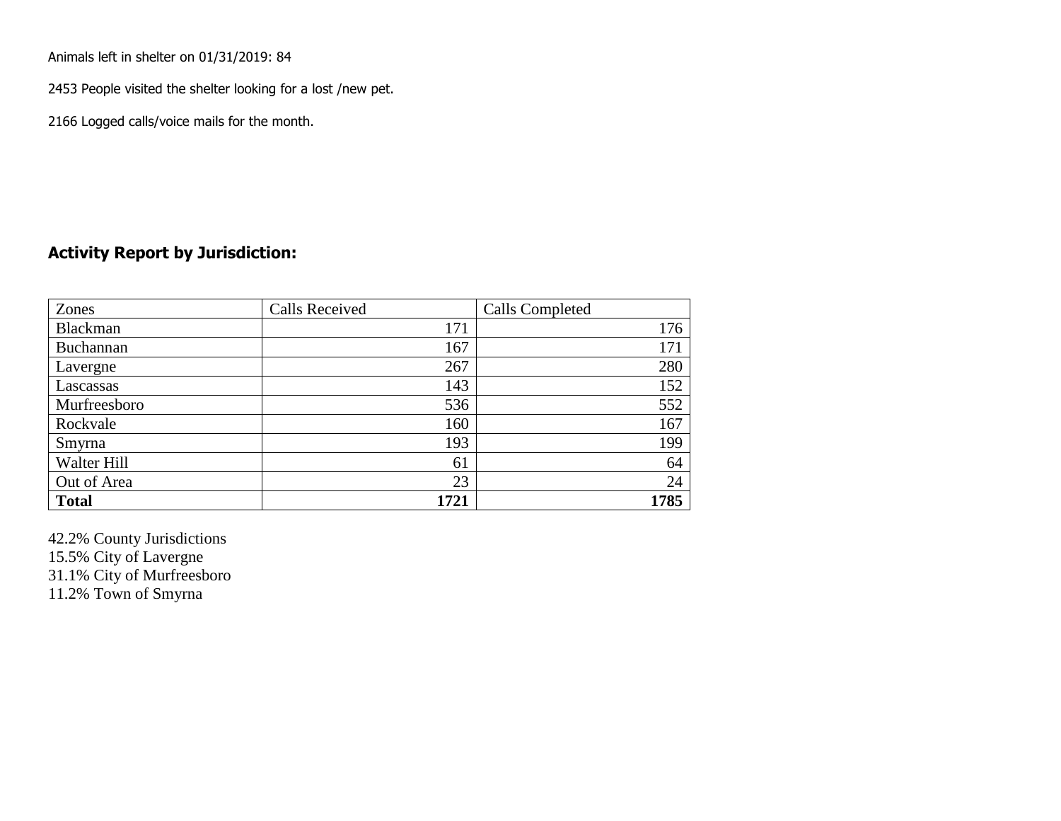Animals left in shelter on 01/31/2019: 84

2453 People visited the shelter looking for a lost /new pet.

2166 Logged calls/voice mails for the month.

## Activity Report by Jurisdiction:

| Zones | Calls Received | Calls Completed |
|---|---|---|
| Blackman | 171 | 176 |
| Buchannan | 167 | 171 |
| Lavergne | 267 | 280 |
| Lascassas | 143 | 152 |
| Murfreesboro | 536 | 552 |
| Rockvale | 160 | 167 |
| Smyrna | 193 | 199 |
| Walter Hill | 61 | 64 |
| Out of Area | 23 | 24 |
| **Total** | **1721** | **1785** |

42.2% County Jurisdictions
15.5% City of Lavergne
31.1% City of Murfreesboro
11.2% Town of Smyrna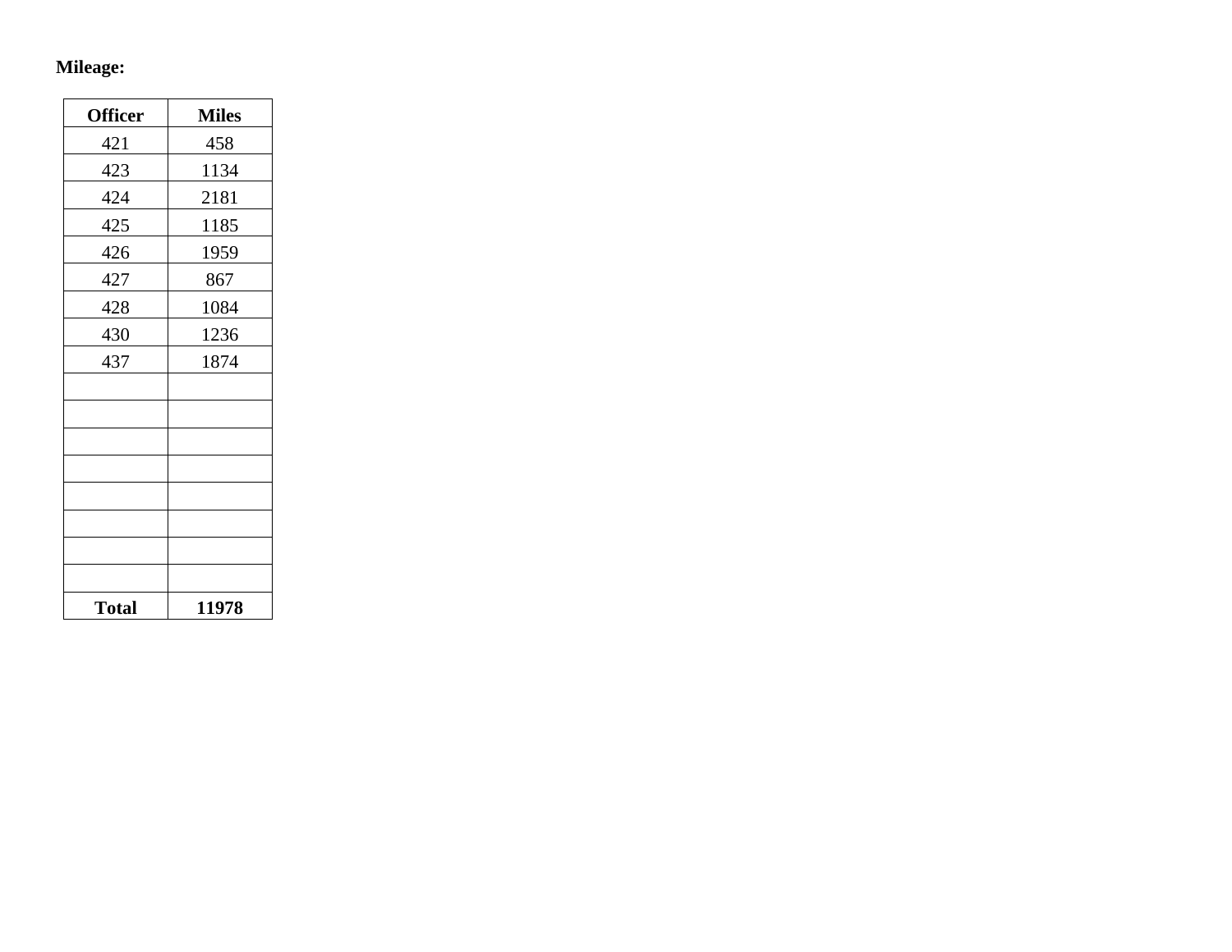**Mileage:**

| Officer | Miles |
|---|---|
| 421 | 458 |
| 423 | 1134 |
| 424 | 2181 |
| 425 | 1185 |
| 426 | 1959 |
| 427 | 867 |
| 428 | 1084 |
| 430 | 1236 |
| 437 | 1874 |
| | |
| | |
| | |
| | |
| | |
| | |
| | |
| | |
| **Total** | **11978** |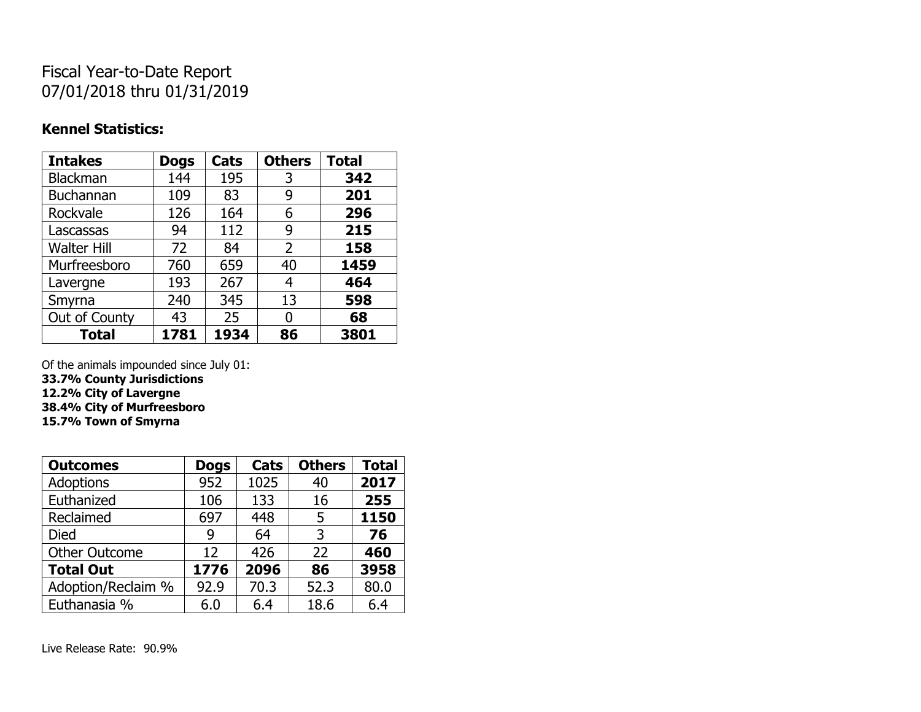Fiscal Year-to-Date Report
07/01/2018 thru 01/31/2019

**Kennel Statistics:**

| Intakes | Dogs | Cats | Others | Total |
|---|---|---|---|---|
| Blackman | 144 | 195 | 3 | **342** |
| Buchannan | 109 | 83 | 9 | **201** |
| Rockvale | 126 | 164 | 6 | **296** |
| Lascassas | 94 | 112 | 9 | **215** |
| Walter Hill | 72 | 84 | 2 | **158** |
| Murfreesboro | 760 | 659 | 40 | **1459** |
| Lavergne | 193 | 267 | 4 | **464** |
| Smyrna | 240 | 345 | 13 | **598** |
| Out of County | 43 | 25 | 0 | **68** |
| **Total** | **1781** | **1934** | **86** | **3801** |

Of the animals impounded since July 01:
**33.7% County Jurisdictions**
**12.2% City of Lavergne**
**38.4% City of Murfreesboro**
**15.7% Town of Smyrna**

| Outcomes | Dogs | Cats | Others | Total |
|---|---|---|---|---|
| Adoptions | 952 | 1025 | 40 | **2017** |
| Euthanized | 106 | 133 | 16 | **255** |
| Reclaimed | 697 | 448 | 5 | **1150** |
| Died | 9 | 64 | 3 | **76** |
| Other Outcome | 12 | 426 | 22 | **460** |
| **Total Out** | **1776** | **2096** | **86** | **3958** |
| Adoption/Reclaim % | 92.9 | 70.3 | 52.3 | 80.0 |
| Euthanasia % | 6.0 | 6.4 | 18.6 | 6.4 |

Live Release Rate: 90.9%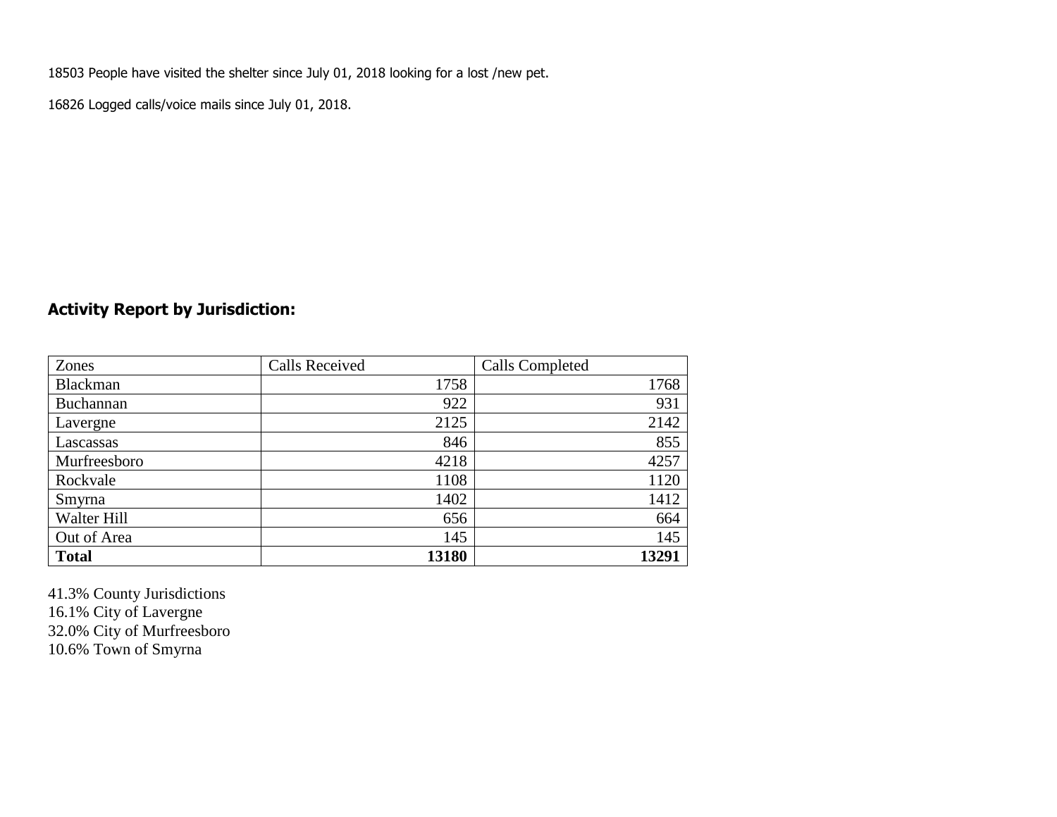18503 People have visited the shelter since July 01, 2018 looking for a lost /new pet.

16826 Logged calls/voice mails since July 01, 2018.

## Activity Report by Jurisdiction:

| Zones | Calls Received | Calls Completed |
|---|---|---|
| Blackman | 1758 | 1768 |
| Buchannan | 922 | 931 |
| Lavergne | 2125 | 2142 |
| Lascassas | 846 | 855 |
| Murfreesboro | 4218 | 4257 |
| Rockvale | 1108 | 1120 |
| Smyrna | 1402 | 1412 |
| Walter Hill | 656 | 664 |
| Out of Area | 145 | 145 |
| **Total** | **13180** | **13291** |

41.3% County Jurisdictions
16.1% City of Lavergne
32.0% City of Murfreesboro
10.6% Town of Smyrna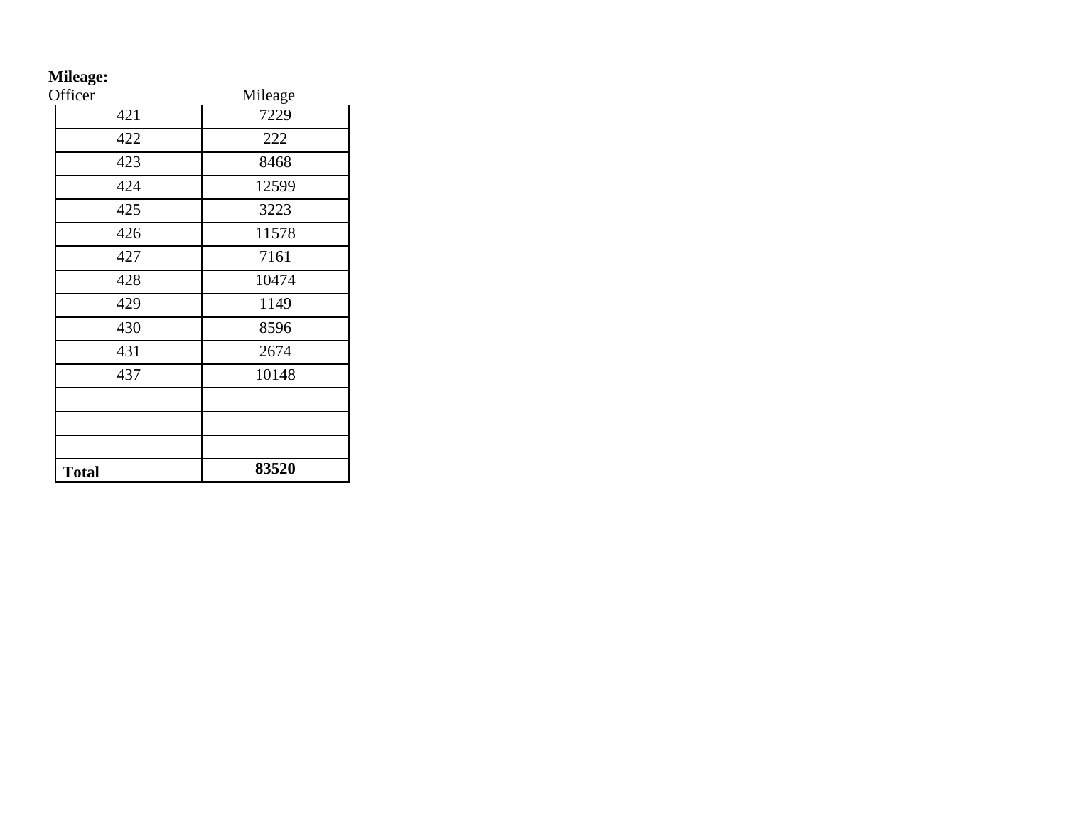**Mileage:**

| Officer | Mileage |
|---|---|
| 421 | 7229 |
| 422 | 222 |
| 423 | 8468 |
| 424 | 12599 |
| 425 | 3223 |
| 426 | 11578 |
| 427 | 7161 |
| 428 | 10474 |
| 429 | 1149 |
| 430 | 8596 |
| 431 | 2674 |
| 437 | 10148 |
| | |
| | |
| | |
| **Total** | **83520** |